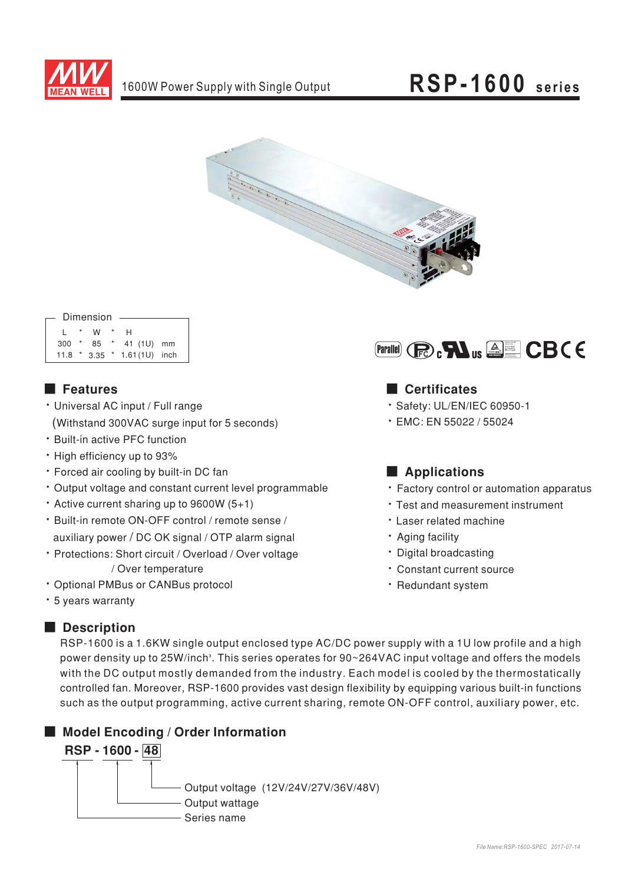# 1600W Power Supply with Single Output

## RSP-1600 series

| Dimension | | | | | | |
|---|---|---|---|---|---|---|
| L | * | W | * | H | | |
| 300 | * | 85 | * | 41 (1U) | | mm |
| 11.8 | * | 3.35 | * | 1.61 (1U) | | inch |

## Features

- Universal AC input / Full range (Withstand 300VAC surge input for 5 seconds)
- Built-in active PFC function
- High efficiency up to 93%
- Forced air cooling by built-in DC fan
- Output voltage and constant current level programmable
- Active current sharing up to 9600W (5+1)
- Built-in remote ON-OFF control / remote sense / auxiliary power / DC OK signal / OTP alarm signal
- Protections: Short circuit / Overload / Over voltage / Over temperature
- Optional PMBus or CANBus protocol
- 5 years warranty

## Certificates

- Safety: UL/EN/IEC 60950-1
- EMC: EN 55022 / 55024

## Applications

- Factory control or automation apparatus
- Test and measurement instrument
- Laser related machine
- Aging facility
- Digital broadcasting
- Constant current source
- Redundant system

## Description

RSP-1600 is a 1.6KW single output enclosed type AC/DC power supply with a 1U low profile and a high power density up to 25W/inch³. This series operates for 90~264VAC input voltage and offers the models with the DC output mostly demanded from the industry. Each model is cooled by the thermostatically controlled fan. Moreover, RSP-1600 provides vast design flexibility by equipping various built-in functions such as the output programming, active current sharing, remote ON-OFF control, auxiliary power, etc.

## Model Encoding / Order Information

**RSP - 1600 - 48**

- 48: Output voltage (12V/24V/27V/36V/48V)
- 1600: Output wattage
- RSP: Series name

File Name:RSP-1600-SPEC 2017-07-14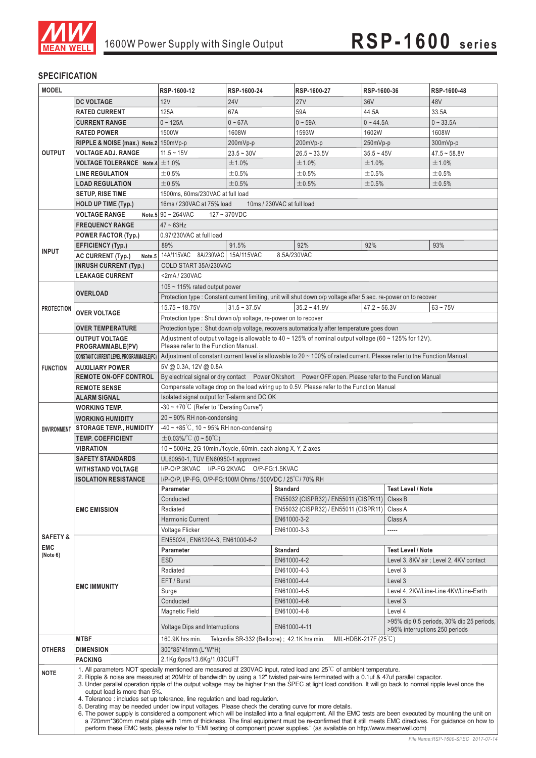# 1600W Power Supply with Single Output — RSP-1600 series

## SPECIFICATION

| MODEL | | RSP-1600-12 | RSP-1600-24 | RSP-1600-27 | RSP-1600-36 | RSP-1600-48 |
|---|---|---|---|---|---|---|
| OUTPUT | DC VOLTAGE | 12V | 24V | 27V | 36V | 48V |
| | RATED CURRENT | 125A | 67A | 59A | 44.5A | 33.5A |
| | CURRENT RANGE | 0 ~ 125A | 0 ~ 67A | 0 ~ 59A | 0 ~ 44.5A | 0 ~ 33.5A |
| | RATED POWER | 1500W | 1608W | 1593W | 1602W | 1608W |
| | RIPPLE & NOISE (max.) Note.2 | 150mVp-p | 200mVp-p | 200mVp-p | 250mVp-p | 300mVp-p |
| | VOLTAGE ADJ. RANGE | 11.5 ~ 15V | 23.5 ~ 30V | 26.5 ~ 33.5V | 35.5 ~ 45V | 47.5 ~ 58.8V |
| | VOLTAGE TOLERANCE Note.4 | ±1.0% | ±1.0% | ±1.0% | ±1.0% | ±1.0% |
| | LINE REGULATION | ±0.5% | ±0.5% | ±0.5% | ±0.5% | ±0.5% |
| | LOAD REGULATION | ±0.5% | ±0.5% | ±0.5% | ±0.5% | ±0.5% |
| | SETUP, RISE TIME | 1500ms, 60ms/230VAC at full load | | | | |
| | HOLD UP TIME (Typ.) | 16ms / 230VAC at 75% load 10ms / 230VAC at full load | | | | |
| INPUT | VOLTAGE RANGE Note.5 | 90 ~ 264VAC 127 ~ 370VDC | | | | |
| | FREQUENCY RANGE | 47 ~ 63Hz | | | | |
| | POWER FACTOR (Typ.) | 0.97/230VAC at full load | | | | |
| | EFFICIENCY (Typ.) | 89% | 91.5% | 92% | 92% | 93% |
| | AC CURRENT (Typ.) Note.5 | 14A/115VAC 8A/230VAC | 15A/115VAC 8.5A/230VAC | | | |
| | INRUSH CURRENT (Typ.) | COLD START 35A/230VAC | | | | |
| | LEAKAGE CURRENT | <2mA / 230VAC | | | | |
| PROTECTION | OVERLOAD | 105 ~ 115% rated output power | | | | |
| | | Protection type : Constant current limiting, unit will shut down o/p voltage after 5 sec. re-power on to recover | | | | |
| | OVER VOLTAGE | 15.75 ~ 18.75V | 31.5 ~ 37.5V | 35.2 ~ 41.9V | 47.2 ~ 56.3V | 63 ~ 75V |
| | | Protection type : Shut down o/p voltage, re-power on to recover | | | | |
| | OVER TEMPERATURE | Protection type : Shut down o/p voltage, recovers automatically after temperature goes down | | | | |
| FUNCTION | OUTPUT VOLTAGE PROGRAMMABLE(PV) | Adjustment of output voltage is allowable to 40 ~ 125% of nominal output voltage (60 ~ 125% for 12V). Please refer to the Function Manual. | | | | |
| | CONSTANT CURRENT LEVEL PROGRAMMABLE(PC) | Adjustment of constant current level is allowable to 20 ~ 100% of rated current. Please refer to the Function Manual. | | | | |
| | AUXILIARY POWER | 5V @ 0.3A, 12V @ 0.8A | | | | |
| | REMOTE ON-OFF CONTROL | By electrical signal or dry contact Power ON:short Power OFF:open. Please refer to the Function Manual | | | | |
| | REMOTE SENSE | Compensate voltage drop on the load wiring up to 0.5V. Please refer to the Function Manual | | | | |
| | ALARM SIGNAL | Isolated signal output for T-alarm and DC OK | | | | |
| ENVIRONMENT | WORKING TEMP. | -30 ~ +70℃ (Refer to "Derating Curve") | | | | |
| | WORKING HUMIDITY | 20 ~ 90% RH non-condensing | | | | |
| | STORAGE TEMP., HUMIDITY | -40 ~ +85℃, 10 ~ 95% RH non-condensing | | | | |
| | TEMP. COEFFICIENT | ±0.03%/℃ (0 ~ 50℃) | | | | |
| | VIBRATION | 10 ~ 500Hz, 2G 10min./1cycle, 60min. each along X, Y, Z axes | | | | |
| SAFETY & EMC (Note 6) | SAFETY STANDARDS | UL60950-1, TUV EN60950-1 approved | | | | |
| | WITHSTAND VOLTAGE | I/P-O/P:3KVAC I/P-FG:2KVAC O/P-FG:1.5KVAC | | | | |
| | ISOLATION RESISTANCE | I/P-O/P, I/P-FG, O/P-FG:100M Ohms / 500VDC / 25℃/ 70% RH | | | | |
| | EMC EMISSION | Parameter | Standard | | Test Level / Note | |
| | | Conducted | EN55032 (CISPR32) / EN55011 (CISPR11) | | Class B | |
| | | Radiated | EN55032 (CISPR32) / EN55011 (CISPR11) | | Class A | |
| | | Harmonic Current | EN61000-3-2 | | Class A | |
| | | Voltage Flicker | EN61000-3-3 | | ----- | |
| | EMC IMMUNITY | EN55024 , EN61204-3, EN61000-6-2 | | | | |
| | | Parameter | Standard | | Test Level / Note | |
| | | ESD | EN61000-4-2 | | Level 3, 8KV air ; Level 2, 4KV contact | |
| | | Radiated | EN61000-4-3 | | Level 3 | |
| | | EFT / Burst | EN61000-4-4 | | Level 3 | |
| | | Surge | EN61000-4-5 | | Level 4, 2KV/Line-Line 4KV/Line-Earth | |
| | | Conducted | EN61000-4-6 | | Level 3 | |
| | | Magnetic Field | EN61000-4-8 | | Level 4 | |
| | | Voltage Dips and Interruptions | EN61000-4-11 | | >95% dip 0.5 periods, 30% dip 25 periods, >95% interruptions 250 periods | |
| OTHERS | MTBF | 160.9K hrs min. Telcordia SR-332 (Bellcore) ; 42.1K hrs min. MIL-HDBK-217F (25℃) | | | | |
| | DIMENSION | 300*85*41mm (L*W*H) | | | | |
| | PACKING | 2.1Kg;6pcs/13.6Kg/1.03CUFT | | | | |

**NOTE**

1. All parameters NOT specially mentioned are measured at 230VAC input, rated load and 25℃ of ambient temperature.
2. Ripple & noise are measured at 20MHz of bandwidth by using a 12" twisted pair-wire terminated with a 0.1uf & 47uf parallel capacitor.
3. Under parallel operation ripple of the output voltage may be higher than the SPEC at light load condition. It will go back to normal ripple level once the output load is more than 5%.
4. Tolerance : includes set up tolerance, line regulation and load regulation.
5. Derating may be needed under low input voltages. Please check the derating curve for more details.
6. The power supply is considered a component which will be installed into a final equipment. All the EMC tests are been executed by mounting the unit on a 720mm*360mm metal plate with 1mm of thickness. The final equipment must be re-confirmed that it still meets EMC directives. For guidance on how to perform these EMC tests, please refer to "EMI testing of component power supplies." (as available on http://www.meanwell.com)

*File Name:RSP-1600-SPEC 2017-07-14*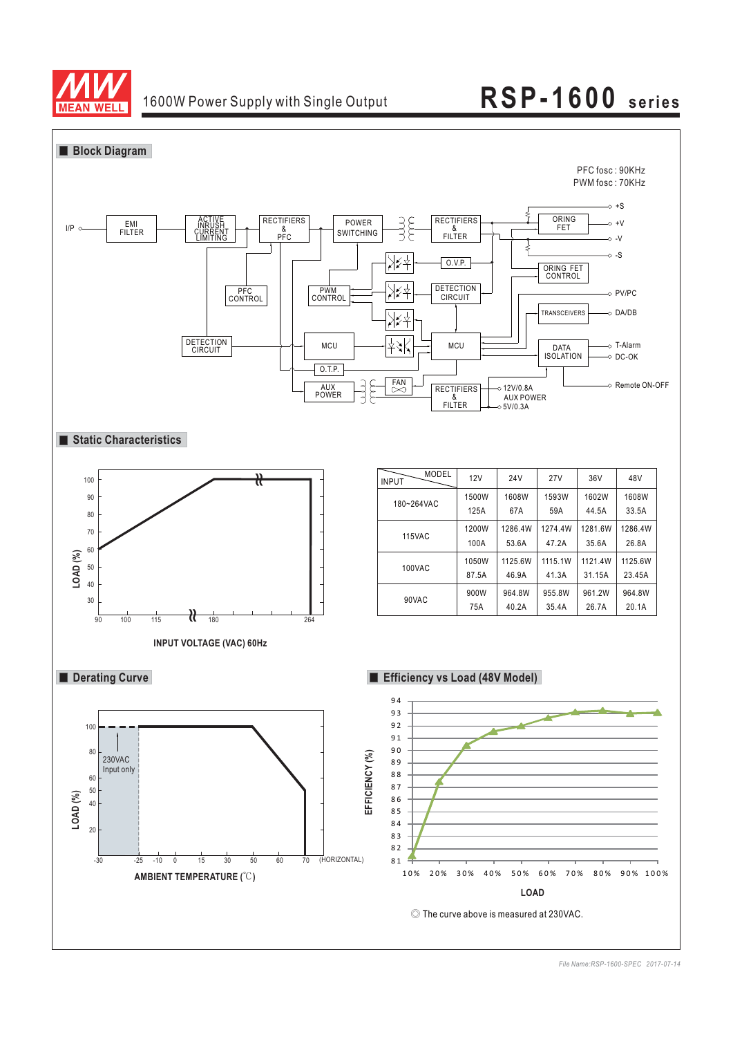# RSP-1600 series

1600W Power Supply with Single Output

## Block Diagram

PFC fosc : 90KHz
PWM fosc : 70KHz

## Static Characteristics

INPUT VOLTAGE (VAC) 60Hz

| INPUT \ MODEL | 12V | 24V | 27V | 36V | 48V |
|---|---|---|---|---|---|
| 180~264VAC | 1500W<br>125A | 1608W<br>67A | 1593W<br>59A | 1602W<br>44.5A | 1608W<br>33.5A |
| 115VAC | 1200W<br>100A | 1286.4W<br>53.6A | 1274.4W<br>47.2A | 1281.6W<br>35.6A | 1286.4W<br>26.8A |
| 100VAC | 1050W<br>87.5A | 1125.6W<br>46.9A | 1115.1W<br>41.3A | 1121.4W<br>31.15A | 1125.6W<br>23.45A |
| 90VAC | 900W<br>75A | 964.8W<br>40.2A | 955.8W<br>35.4A | 961.2W<br>26.7A | 964.8W<br>20.1A |

## Derating Curve

230VAC Input only

AMBIENT TEMPERATURE (℃)

## Efficiency vs Load (48V Model)

◎ The curve above is measured at 230VAC.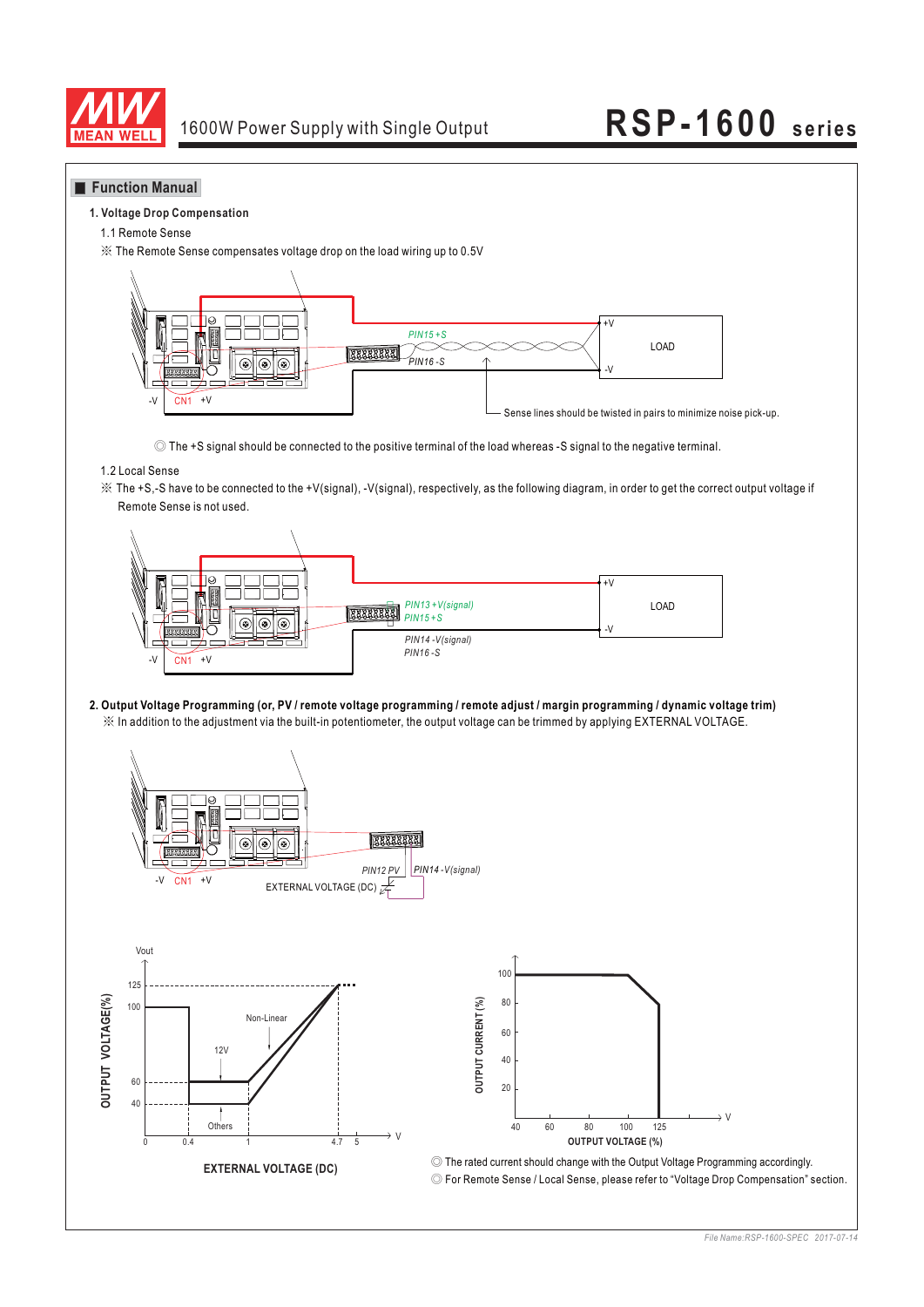## Function Manual

### 1. Voltage Drop Compensation

1.1 Remote Sense

※ The Remote Sense compensates voltage drop on the load wiring up to 0.5V

PIN15 +S

PIN16 -S

+V

-V

LOAD

-V CN1 +V

Sense lines should be twisted in pairs to minimize noise pick-up.

◎ The +S signal should be connected to the positive terminal of the load whereas -S signal to the negative terminal.

1.2 Local Sense

※ The +S,-S have to be connected to the +V(signal), -V(signal), respectively, as the following diagram, in order to get the correct output voltage if Remote Sense is not used.

PIN13 +V(signal)

PIN15 +S

PIN14 -V(signal)

PIN16 -S

+V

-V

LOAD

-V CN1 +V

### 2. Output Voltage Programming (or, PV / remote voltage programming / remote adjust / margin programming / dynamic voltage trim)

※ In addition to the adjustment via the built-in potentiometer, the output voltage can be trimmed by applying EXTERNAL VOLTAGE.

-V CN1 +V

PIN12 PV

PIN14 -V(signal)

EXTERNAL VOLTAGE (DC)

Vout

OUTPUT VOLTAGE(%)

125, 100, 60, 40

Non-Linear

12V

Others

0, 0.4, 1, 4.7, 5 V

EXTERNAL VOLTAGE (DC)

OUTPUT CURRENT (%)

100, 80, 60, 40, 20

40, 60, 80, 100, 125 V

OUTPUT VOLTAGE (%)

◎ The rated current should change with the Output Voltage Programming accordingly.

◎ For Remote Sense / Local Sense, please refer to "Voltage Drop Compensation" section.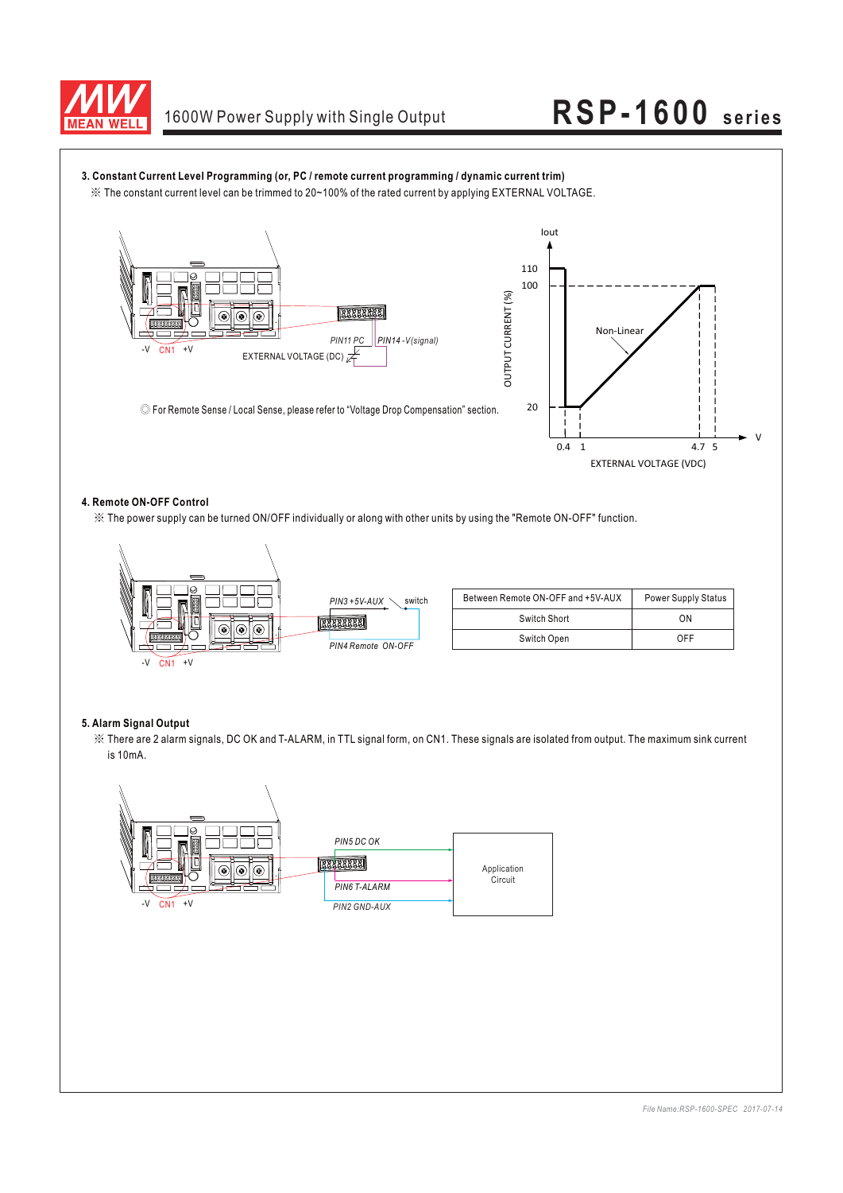### 3. Constant Current Level Programming (or, PC / remote current programming / dynamic current trim)

※ The constant current level can be trimmed to 20~100% of the rated current by applying EXTERNAL VOLTAGE.

◎ For Remote Sense / Local Sense, please refer to "Voltage Drop Compensation" section.

### 4. Remote ON-OFF Control

※ The power supply can be turned ON/OFF individually or along with other units by using the "Remote ON-OFF" function.

| Between Remote ON-OFF and +5V-AUX | Power Supply Status |
|---|---|
| Switch Short | ON |
| Switch Open | OFF |

### 5. Alarm Signal Output

※ There are 2 alarm signals, DC OK and T-ALARM, in TTL signal form, on CN1. These signals are isolated from output. The maximum sink current is 10mA.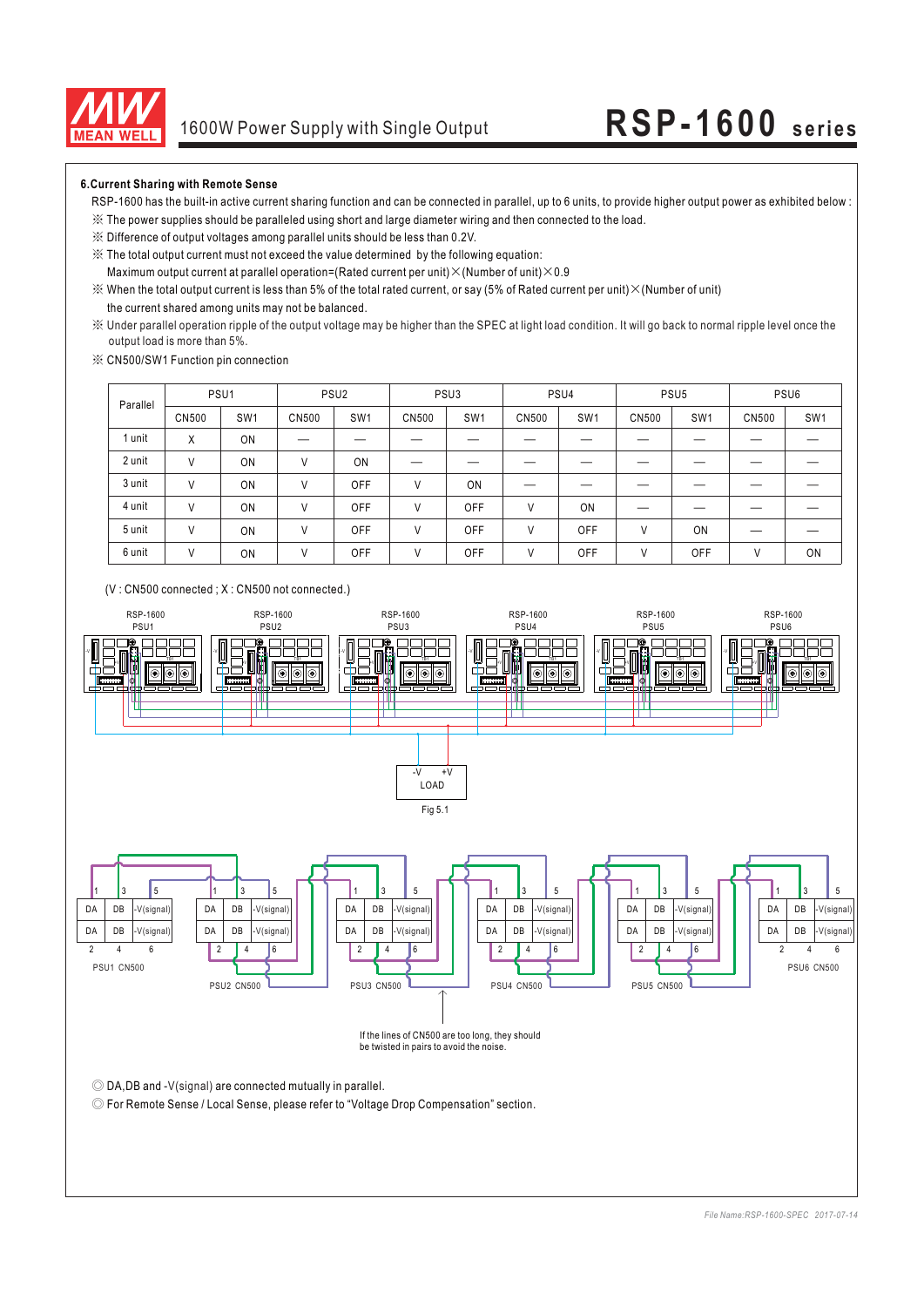### 6.Current Sharing with Remote Sense

RSP-1600 has the built-in active current sharing function and can be connected in parallel, up to 6 units, to provide higher output power as exhibited below :

※ The power supplies should be paralleled using short and large diameter wiring and then connected to the load.

※ Difference of output voltages among parallel units should be less than 0.2V.

※ The total output current must not exceed the value determined by the following equation:

Maximum output current at parallel operation=(Rated current per unit)×(Number of unit)×0.9

※ When the total output current is less than 5% of the total rated current, or say (5% of Rated current per unit)×(Number of unit) the current shared among units may not be balanced.

※ Under parallel operation ripple of the output voltage may be higher than the SPEC at light load condition. It will go back to normal ripple level once the output load is more than 5%.

※ CN500/SW1 Function pin connection

| Parallel | PSU1 | | PSU2 | | PSU3 | | PSU4 | | PSU5 | | PSU6 | |
|---|---|---|---|---|---|---|---|---|---|---|---|---|
| | CN500 | SW1 | CN500 | SW1 | CN500 | SW1 | CN500 | SW1 | CN500 | SW1 | CN500 | SW1 |
| 1 unit | X | ON | — | — | — | — | — | — | — | — | — | — |
| 2 unit | V | ON | V | ON | — | — | — | — | — | — | — | — |
| 3 unit | V | ON | V | OFF | V | ON | — | — | — | — | — | — |
| 4 unit | V | ON | V | OFF | V | OFF | V | ON | — | — | — | — |
| 5 unit | V | ON | V | OFF | V | OFF | V | OFF | V | ON | — | — |
| 6 unit | V | ON | V | OFF | V | OFF | V | OFF | V | OFF | V | ON |

(V : CN500 connected ; X : CN500 not connected.)

RSP-1600 PSU1 RSP-1600 PSU2 RSP-1600 PSU3 RSP-1600 PSU4 RSP-1600 PSU5 RSP-1600 PSU6

-V +V LOAD

Fig 5.1

PSU1 CN500 PSU2 CN500 PSU3 CN500 PSU4 CN500 PSU5 CN500 PSU6 CN500

| 1 | 3 | 5 |
|---|---|---|
| DA | DB | -V(signal) |
| DA | DB | -V(signal) |
| 2 | 4 | 6 |

If the lines of CN500 are too long, they should be twisted in pairs to avoid the noise.

◎ DA,DB and -V(signal) are connected mutually in parallel.

◎ For Remote Sense / Local Sense, please refer to "Voltage Drop Compensation" section.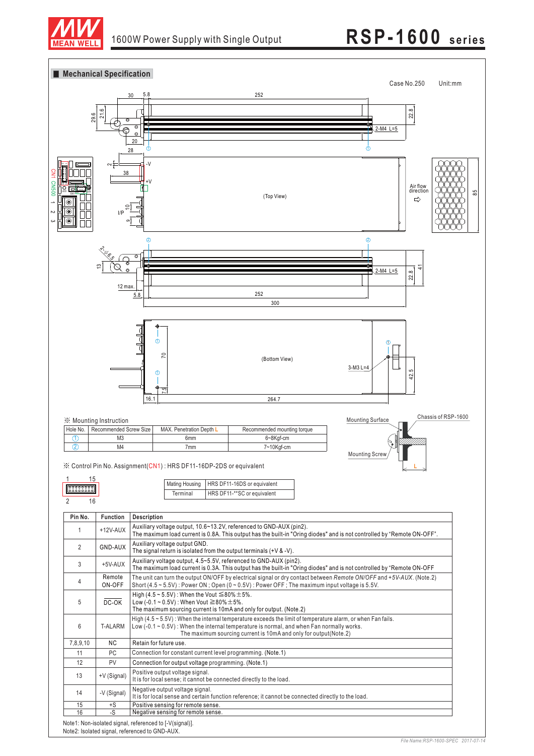## ■ Mechanical Specification

Case No.250　Unit:mm

※ Mounting Instruction

| Hole No. | Recommended Screw Size | MAX. Penetration Depth L | Recommended mounting torque |
|---|---|---|---|
| ① | M3 | 6mm | 6~8Kgf-cm |
| ② | M4 | 7mm | 7~10Kgf-cm |

※ Control Pin No. Assignment(CN1) : HRS DF11-16DP-2DS or equivalent

| Mating Housing | HRS DF11-16DS or equivalent |
|---|---|
| Terminal | HRS DF11-**SC or equivalent |

| Pin No. | Function | Description |
|---|---|---|
| 1 | +12V-AUX | Auxiliary voltage output, 10.6~13.2V, referenced to GND-AUX (pin2). The maximum load current is 0.8A. This output has the built-in "Oring diodes" and is not controlled by "Remote ON-OFF". |
| 2 | GND-AUX | Auxiliary voltage output GND. The signal return is isolated from the output terminals (+V & -V). |
| 3 | +5V-AUX | Auxiliary voltage output, 4.5~5.5V, referenced to GND-AUX (pin2). The maximum load current is 0.3A. This output has the built-in "Oring diodes" and is not controlled by "Remote ON-OFF |
| 4 | Remote ON-OFF | The unit can turn the output ON/OFF by electrical signal or dry contact between *Remote ON/OFF* and *+5V-AUX*. (Note.2) Short (4.5 ~ 5.5V) : Power ON ; Open (0 ~ 0.5V) : Power OFF ; The maximum input voltage is 5.5V. |
| 5 | $\overline{\text{DC-OK}}$ | High (4.5 ~ 5.5V) : When the Vout ≦80%±5%. Low (-0.1 ~ 0.5V) : When Vout ≧80%±5%. The maximum sourcing current is 10mA and only for output. (Note.2) |
| 6 | T-ALARM | High (4.5 ~ 5.5V) : When the internal temperature exceeds the limit of temperature alarm, or when Fan fails. Low (-0.1 ~ 0.5V) : When the internal temperature is normal, and when Fan normally works. The maximum sourcing current is 10mA and only for output(Note.2) |
| 7,8,9,10 | NC | Retain for future use. |
| 11 | PC | Connection for constant current level programming. (Note.1) |
| 12 | PV | Connection for output voltage programming. (Note.1) |
| 13 | +V (Signal) | Positive output voltage signal. It is for local sense; it cannot be connected directly to the load. |
| 14 | -V (Signal) | Negative output voltage signal. It is for local sense and certain function reference; it cannot be connected directly to the load. |
| 15 | +S | Positive sensing for remote sense. |
| 16 | -S | Negative sensing for remote sense. |

Note1: Non-isolated signal, referenced to [-V(signal)].
Note2: Isolated signal, referenced to GND-AUX.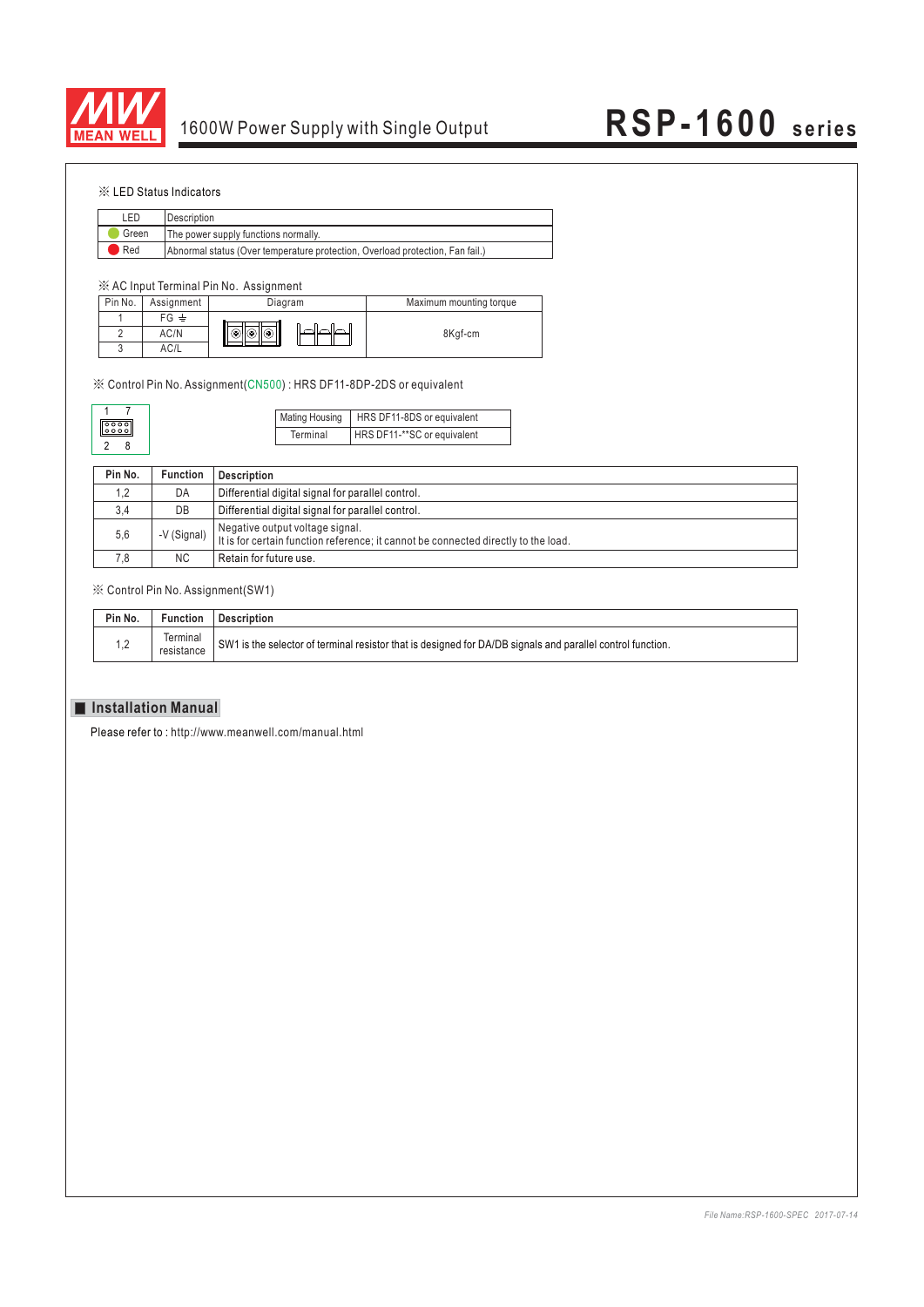※ LED Status Indicators

| LED | Description |
|---|---|
| Green | The power supply functions normally. |
| Red | Abnormal status (Over temperature protection, Overload protection, Fan fail.) |

※ AC Input Terminal Pin No. Assignment

| Pin No. | Assignment | Diagram | Maximum mounting torque |
|---|---|---|---|
| 1 | FG ⏚ | | 8Kgf-cm |
| 2 | AC/N | | |
| 3 | AC/L | | |

※ Control Pin No. Assignment(CN500) : HRS DF11-8DP-2DS or equivalent

1 7

2 8

| Mating Housing | HRS DF11-8DS or equivalent |
|---|---|
| Terminal | HRS DF11-**SC or equivalent |

| Pin No. | Function | Description |
|---|---|---|
| 1,2 | DA | Differential digital signal for parallel control. |
| 3,4 | DB | Differential digital signal for parallel control. |
| 5,6 | -V (Signal) | Negative output voltage signal. It is for certain function reference; it cannot be connected directly to the load. |
| 7,8 | NC | Retain for future use. |

※ Control Pin No. Assignment(SW1)

| Pin No. | Function | Description |
|---|---|---|
| 1,2 | Terminal resistance | SW1 is the selector of terminal resistor that is designed for DA/DB signals and parallel control function. |

## Installation Manual

Please refer to : http://www.meanwell.com/manual.html